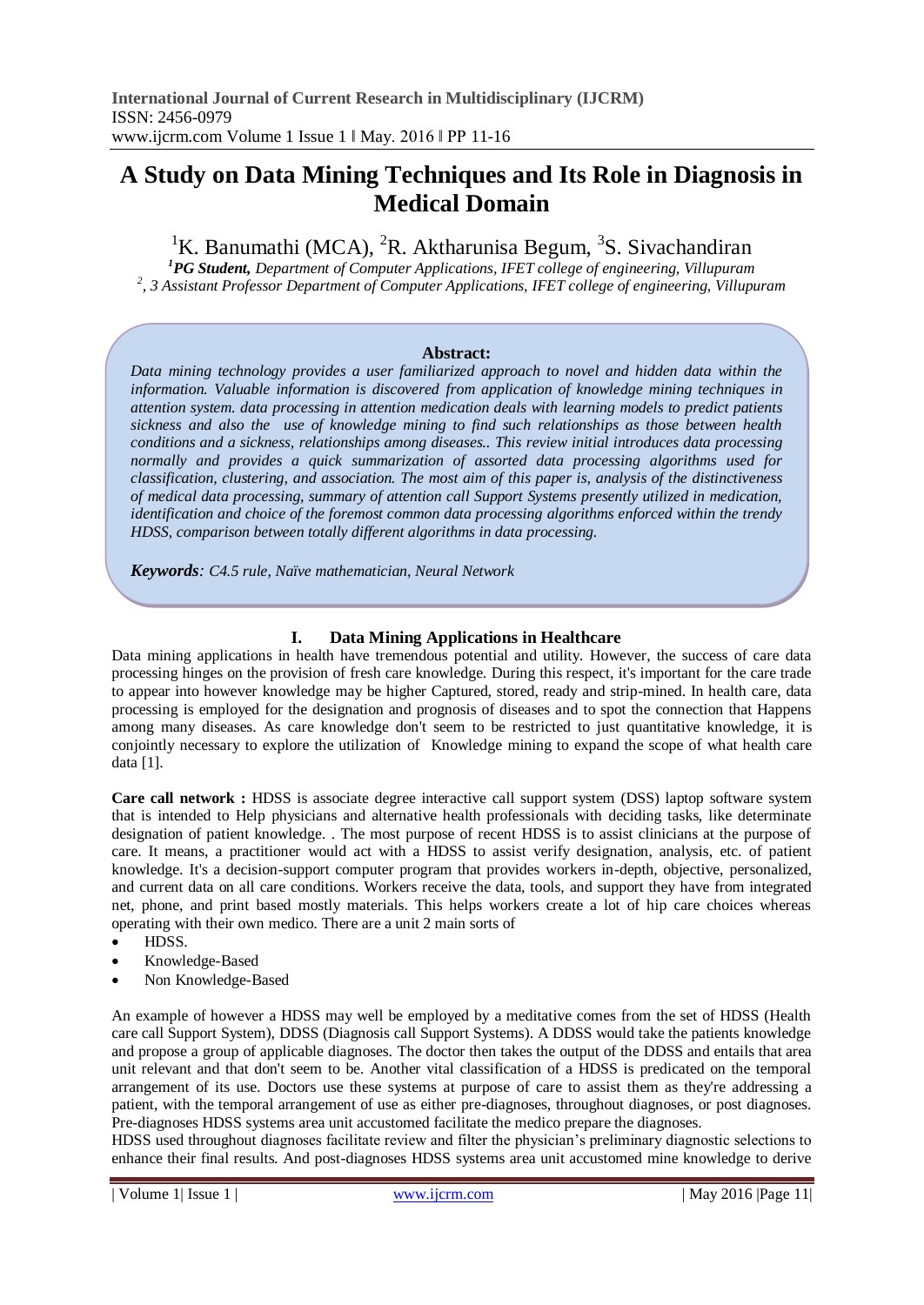# A Study on Data Mining Techniques and Its Role in Diagnosis in Medical Domain

[1]K. Banumathi (MCA), [2]R. Aktharunisa Begum, [3]S. Sivachandiran

[1]***PG Student,*** *Department of Computer Applications, IFET college of engineering, Villupuram*

*[2], 3 Assistant Professor Department of Computer Applications, IFET college of engineering, Villupuram*

**Abstract:**

*Data mining technology provides a user familiarized approach to novel and hidden data within the information. Valuable information is discovered from application of knowledge mining techniques in attention system. data processing in attention medication deals with learning models to predict patients sickness and also the use of knowledge mining to find such relationships as those between health conditions and a sickness, relationships among diseases.. This review initial introduces data processing normally and provides a quick summarization of assorted data processing algorithms used for classification, clustering, and association. The most aim of this paper is, analysis of the distinctiveness of medical data processing, summary of attention call Support Systems presently utilized in medication, identification and choice of the foremost common data processing algorithms enforced within the trendy HDSS, comparison between totally different algorithms in data processing.*

***Keywords****: C4.5 rule, Naïve mathematician, Neural Network*

## I. Data Mining Applications in Healthcare

Data mining applications in health have tremendous potential and utility. However, the success of care data processing hinges on the provision of fresh care knowledge. During this respect, it's important for the care trade to appear into however knowledge may be higher Captured, stored, ready and strip-mined. In health care, data processing is employed for the designation and prognosis of diseases and to spot the connection that Happens among many diseases. As care knowledge don't seem to be restricted to just quantitative knowledge, it is conjointly necessary to explore the utilization of Knowledge mining to expand the scope of what health care data [1].

**Care call network :** HDSS is associate degree interactive call support system (DSS) laptop software system that is intended to Help physicians and alternative health professionals with deciding tasks, like determinate designation of patient knowledge. . The most purpose of recent HDSS is to assist clinicians at the purpose of care. It means, a practitioner would act with a HDSS to assist verify designation, analysis, etc. of patient knowledge. It's a decision-support computer program that provides workers in-depth, objective, personalized, and current data on all care conditions. Workers receive the data, tools, and support they have from integrated net, phone, and print based mostly materials. This helps workers create a lot of hip care choices whereas operating with their own medico. There are a unit 2 main sorts of

- HDSS.
- Knowledge-Based
- Non Knowledge-Based

An example of however a HDSS may well be employed by a meditative comes from the set of HDSS (Health care call Support System), DDSS (Diagnosis call Support Systems). A DDSS would take the patients knowledge and propose a group of applicable diagnoses. The doctor then takes the output of the DDSS and entails that area unit relevant and that don't seem to be. Another vital classification of a HDSS is predicated on the temporal arrangement of its use. Doctors use these systems at purpose of care to assist them as they're addressing a patient, with the temporal arrangement of use as either pre-diagnoses, throughout diagnoses, or post diagnoses. Pre-diagnoses HDSS systems area unit accustomed facilitate the medico prepare the diagnoses.

HDSS used throughout diagnoses facilitate review and filter the physician's preliminary diagnostic selections to enhance their final results. And post-diagnoses HDSS systems area unit accustomed mine knowledge to derive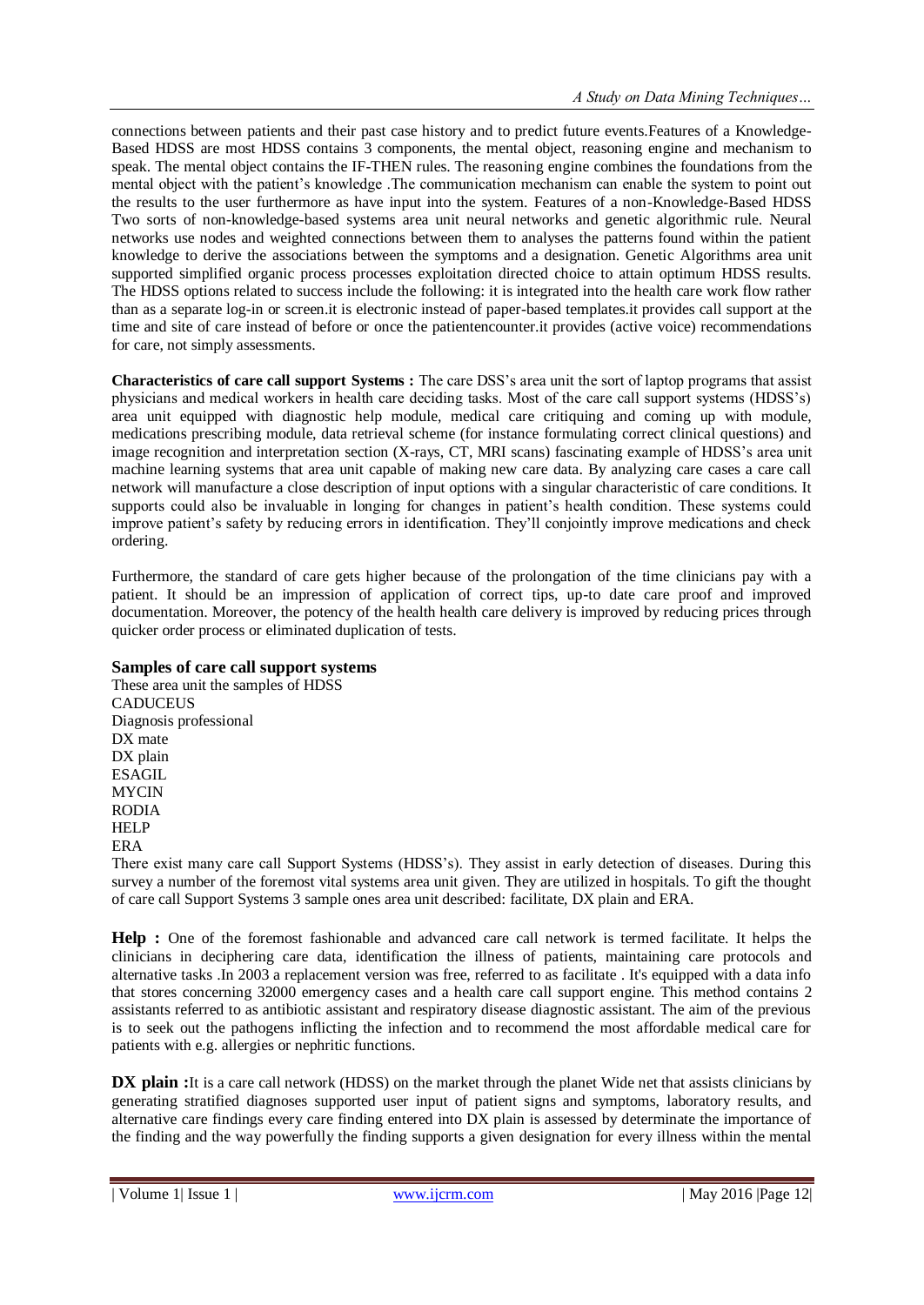connections between patients and their past case history and to predict future events.Features of a Knowledge-Based HDSS are most HDSS contains 3 components, the mental object, reasoning engine and mechanism to speak. The mental object contains the IF-THEN rules. The reasoning engine combines the foundations from the mental object with the patient's knowledge .The communication mechanism can enable the system to point out the results to the user furthermore as have input into the system. Features of a non-Knowledge-Based HDSS Two sorts of non-knowledge-based systems area unit neural networks and genetic algorithmic rule. Neural networks use nodes and weighted connections between them to analyses the patterns found within the patient knowledge to derive the associations between the symptoms and a designation. Genetic Algorithms area unit supported simplified organic process processes exploitation directed choice to attain optimum HDSS results. The HDSS options related to success include the following: it is integrated into the health care work flow rather than as a separate log-in or screen.it is electronic instead of paper-based templates.it provides call support at the time and site of care instead of before or once the patientencounter.it provides (active voice) recommendations for care, not simply assessments.

**Characteristics of care call support Systems :** The care DSS's area unit the sort of laptop programs that assist physicians and medical workers in health care deciding tasks. Most of the care call support systems (HDSS's) area unit equipped with diagnostic help module, medical care critiquing and coming up with module, medications prescribing module, data retrieval scheme (for instance formulating correct clinical questions) and image recognition and interpretation section (X-rays, CT, MRI scans) fascinating example of HDSS's area unit machine learning systems that area unit capable of making new care data. By analyzing care cases a care call network will manufacture a close description of input options with a singular characteristic of care conditions. It supports could also be invaluable in longing for changes in patient's health condition. These systems could improve patient's safety by reducing errors in identification. They'll conjointly improve medications and check ordering.

Furthermore, the standard of care gets higher because of the prolongation of the time clinicians pay with a patient. It should be an impression of application of correct tips, up-to date care proof and improved documentation. Moreover, the potency of the health health care delivery is improved by reducing prices through quicker order process or eliminated duplication of tests.

### Samples of care call support systems

These area unit the samples of HDSS
CADUCEUS
Diagnosis professional
DX mate
DX plain
ESAGIL
MYCIN
RODIA
HELP
ERA

There exist many care call Support Systems (HDSS's). They assist in early detection of diseases. During this survey a number of the foremost vital systems area unit given. They are utilized in hospitals. To gift the thought of care call Support Systems 3 sample ones area unit described: facilitate, DX plain and ERA.

**Help :** One of the foremost fashionable and advanced care call network is termed facilitate. It helps the clinicians in deciphering care data, identification the illness of patients, maintaining care protocols and alternative tasks .In 2003 a replacement version was free, referred to as facilitate . It's equipped with a data info that stores concerning 32000 emergency cases and a health care call support engine. This method contains 2 assistants referred to as antibiotic assistant and respiratory disease diagnostic assistant. The aim of the previous is to seek out the pathogens inflicting the infection and to recommend the most affordable medical care for patients with e.g. allergies or nephritic functions.

**DX plain :**It is a care call network (HDSS) on the market through the planet Wide net that assists clinicians by generating stratified diagnoses supported user input of patient signs and symptoms, laboratory results, and alternative care findings every care finding entered into DX plain is assessed by determinate the importance of the finding and the way powerfully the finding supports a given designation for every illness within the mental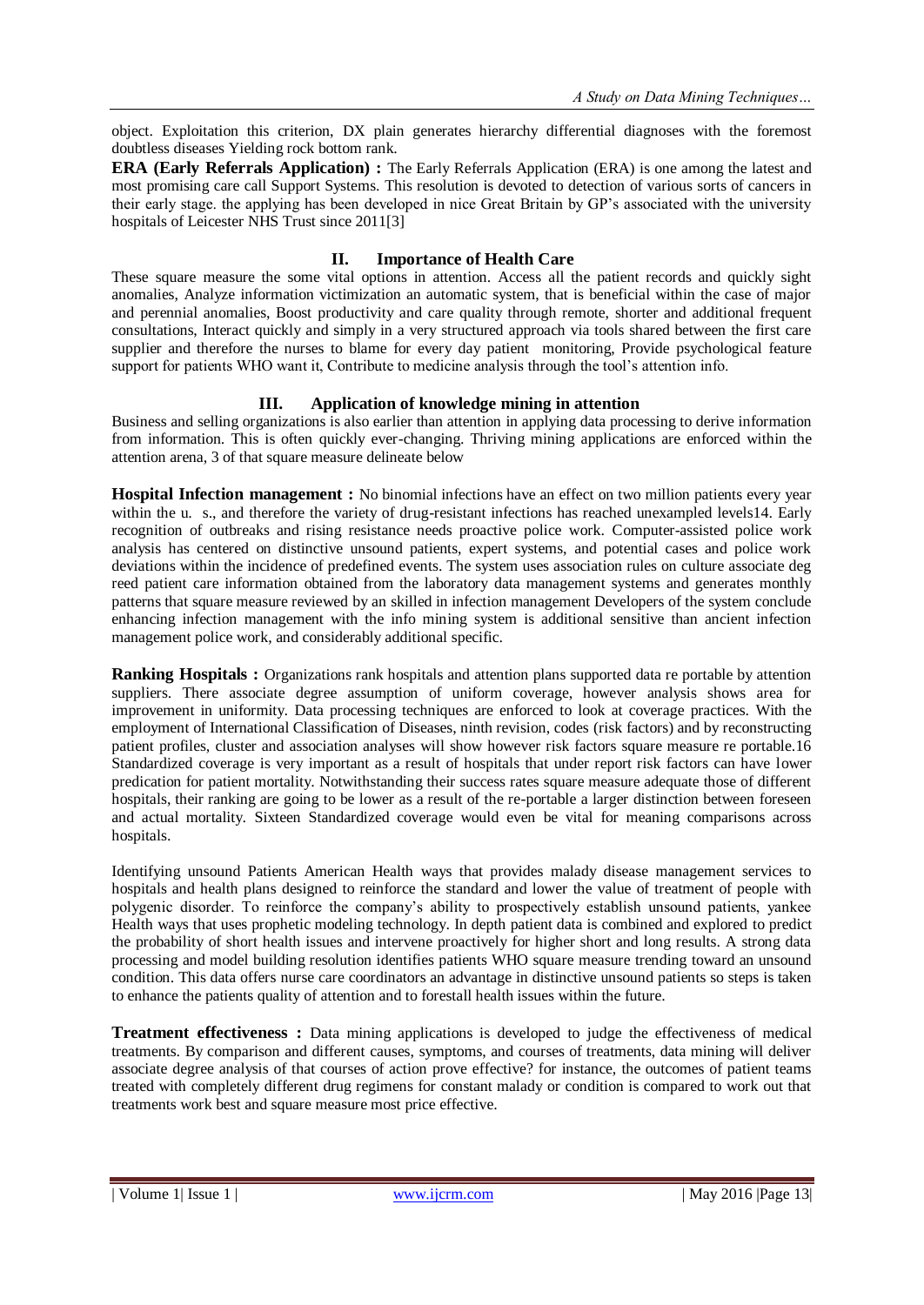object. Exploitation this criterion, DX plain generates hierarchy differential diagnoses with the foremost doubtless diseases Yielding rock bottom rank.

**ERA (Early Referrals Application) :** The Early Referrals Application (ERA) is one among the latest and most promising care call Support Systems. This resolution is devoted to detection of various sorts of cancers in their early stage. the applying has been developed in nice Great Britain by GP's associated with the university hospitals of Leicester NHS Trust since 2011[3]

## II. Importance of Health Care

These square measure the some vital options in attention. Access all the patient records and quickly sight anomalies, Analyze information victimization an automatic system, that is beneficial within the case of major and perennial anomalies, Boost productivity and care quality through remote, shorter and additional frequent consultations, Interact quickly and simply in a very structured approach via tools shared between the first care supplier and therefore the nurses to blame for every day patient monitoring, Provide psychological feature support for patients WHO want it, Contribute to medicine analysis through the tool's attention info.

## III. Application of knowledge mining in attention

Business and selling organizations is also earlier than attention in applying data processing to derive information from information. This is often quickly ever-changing. Thriving mining applications are enforced within the attention arena, 3 of that square measure delineate below

**Hospital Infection management :** No binomial infections have an effect on two million patients every year within the u. s., and therefore the variety of drug-resistant infections has reached unexampled levels14. Early recognition of outbreaks and rising resistance needs proactive police work. Computer-assisted police work analysis has centered on distinctive unsound patients, expert systems, and potential cases and police work deviations within the incidence of predefined events. The system uses association rules on culture associate deg reed patient care information obtained from the laboratory data management systems and generates monthly patterns that square measure reviewed by an skilled in infection management Developers of the system conclude enhancing infection management with the info mining system is additional sensitive than ancient infection management police work, and considerably additional specific.

**Ranking Hospitals :** Organizations rank hospitals and attention plans supported data re portable by attention suppliers. There associate degree assumption of uniform coverage, however analysis shows area for improvement in uniformity. Data processing techniques are enforced to look at coverage practices. With the employment of International Classification of Diseases, ninth revision, codes (risk factors) and by reconstructing patient profiles, cluster and association analyses will show however risk factors square measure re portable.16 Standardized coverage is very important as a result of hospitals that under report risk factors can have lower predication for patient mortality. Notwithstanding their success rates square measure adequate those of different hospitals, their ranking are going to be lower as a result of the re-portable a larger distinction between foreseen and actual mortality. Sixteen Standardized coverage would even be vital for meaning comparisons across hospitals.

Identifying unsound Patients American Health ways that provides malady disease management services to hospitals and health plans designed to reinforce the standard and lower the value of treatment of people with polygenic disorder. To reinforce the company's ability to prospectively establish unsound patients, yankee Health ways that uses prophetic modeling technology. In depth patient data is combined and explored to predict the probability of short health issues and intervene proactively for higher short and long results. A strong data processing and model building resolution identifies patients WHO square measure trending toward an unsound condition. This data offers nurse care coordinators an advantage in distinctive unsound patients so steps is taken to enhance the patients quality of attention and to forestall health issues within the future.

**Treatment effectiveness :** Data mining applications is developed to judge the effectiveness of medical treatments. By comparison and different causes, symptoms, and courses of treatments, data mining will deliver associate degree analysis of that courses of action prove effective? for instance, the outcomes of patient teams treated with completely different drug regimens for constant malady or condition is compared to work out that treatments work best and square measure most price effective.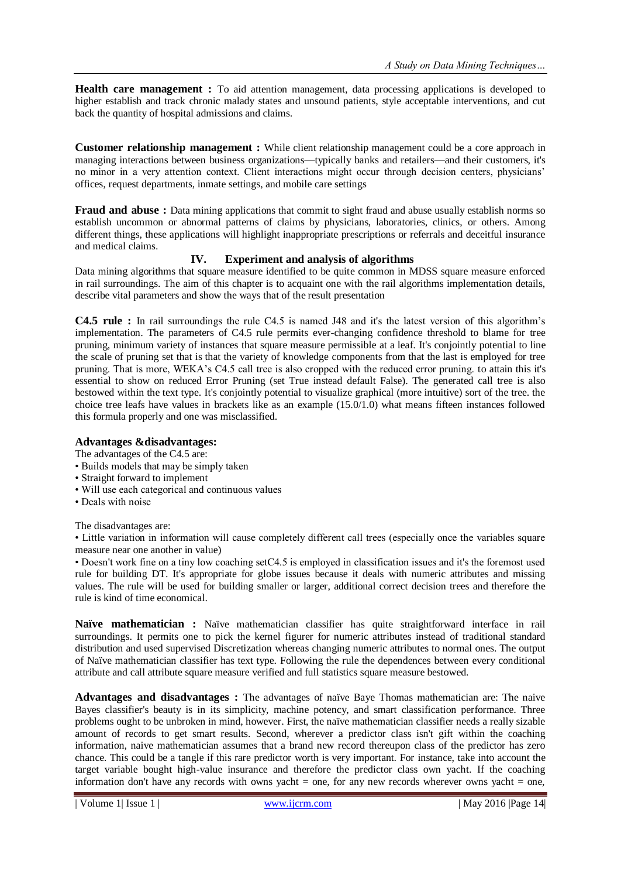**Health care management :** To aid attention management, data processing applications is developed to higher establish and track chronic malady states and unsound patients, style acceptable interventions, and cut back the quantity of hospital admissions and claims.

**Customer relationship management :** While client relationship management could be a core approach in managing interactions between business organizations—typically banks and retailers—and their customers, it's no minor in a very attention context. Client interactions might occur through decision centers, physicians' offices, request departments, inmate settings, and mobile care settings

**Fraud and abuse :** Data mining applications that commit to sight fraud and abuse usually establish norms so establish uncommon or abnormal patterns of claims by physicians, laboratories, clinics, or others. Among different things, these applications will highlight inappropriate prescriptions or referrals and deceitful insurance and medical claims.

## IV. Experiment and analysis of algorithms

Data mining algorithms that square measure identified to be quite common in MDSS square measure enforced in rail surroundings. The aim of this chapter is to acquaint one with the rail algorithms implementation details, describe vital parameters and show the ways that of the result presentation

**C4.5 rule :** In rail surroundings the rule C4.5 is named J48 and it's the latest version of this algorithm's implementation. The parameters of C4.5 rule permits ever-changing confidence threshold to blame for tree pruning, minimum variety of instances that square measure permissible at a leaf. It's conjointly potential to line the scale of pruning set that is that the variety of knowledge components from that the last is employed for tree pruning. That is more, WEKA's C4.5 call tree is also cropped with the reduced error pruning. to attain this it's essential to show on reduced Error Pruning (set True instead default False). The generated call tree is also bestowed within the text type. It's conjointly potential to visualize graphical (more intuitive) sort of the tree. the choice tree leafs have values in brackets like as an example (15.0/1.0) what means fifteen instances followed this formula properly and one was misclassified.

### Advantages &disadvantages:

The advantages of the C4.5 are:

- Builds models that may be simply taken
- Straight forward to implement
- Will use each categorical and continuous values
- Deals with noise

The disadvantages are:

- Little variation in information will cause completely different call trees (especially once the variables square measure near one another in value)
- Doesn't work fine on a tiny low coaching setC4.5 is employed in classification issues and it's the foremost used rule for building DT. It's appropriate for globe issues because it deals with numeric attributes and missing values. The rule will be used for building smaller or larger, additional correct decision trees and therefore the rule is kind of time economical.

**Naïve mathematician :** Naïve mathematician classifier has quite straightforward interface in rail surroundings. It permits one to pick the kernel figurer for numeric attributes instead of traditional standard distribution and used supervised Discretization whereas changing numeric attributes to normal ones. The output of Naïve mathematician classifier has text type. Following the rule the dependences between every conditional attribute and call attribute square measure verified and full statistics square measure bestowed.

**Advantages and disadvantages :** The advantages of naïve Baye Thomas mathematician are: The naive Bayes classifier's beauty is in its simplicity, machine potency, and smart classification performance. Three problems ought to be unbroken in mind, however. First, the naïve mathematician classifier needs a really sizable amount of records to get smart results. Second, wherever a predictor class isn't gift within the coaching information, naive mathematician assumes that a brand new record thereupon class of the predictor has zero chance. This could be a tangle if this rare predictor worth is very important. For instance, take into account the target variable bought high-value insurance and therefore the predictor class own yacht. If the coaching information don't have any records with owns yacht = one, for any new records wherever owns yacht = one,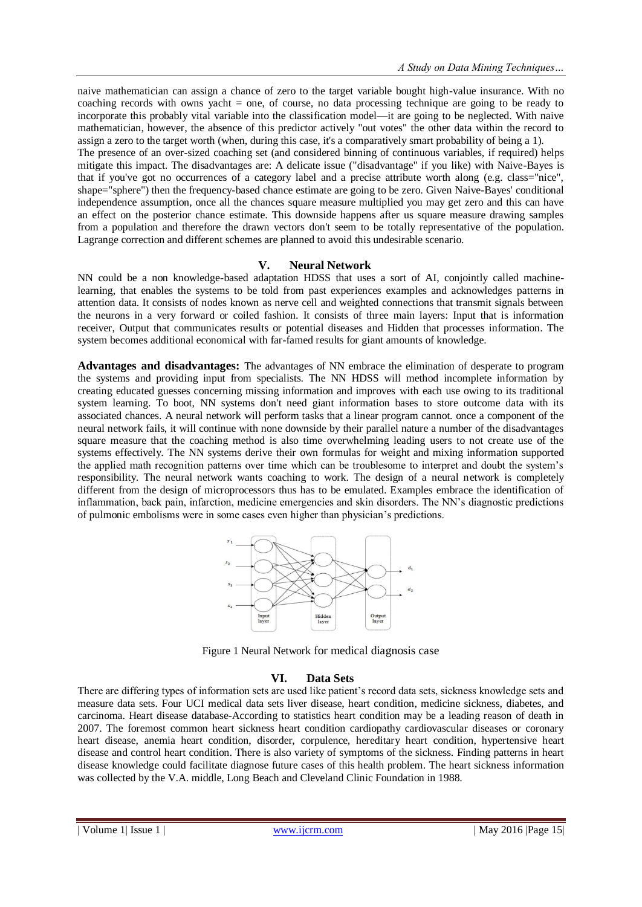naive mathematician can assign a chance of zero to the target variable bought high-value insurance. With no coaching records with owns yacht = one, of course, no data processing technique are going to be ready to incorporate this probably vital variable into the classification model—it are going to be neglected. With naive mathematician, however, the absence of this predictor actively "out votes" the other data within the record to assign a zero to the target worth (when, during this case, it's a comparatively smart probability of being a 1).

The presence of an over-sized coaching set (and considered binning of continuous variables, if required) helps mitigate this impact. The disadvantages are: A delicate issue ("disadvantage" if you like) with Naive-Bayes is that if you've got no occurrences of a category label and a precise attribute worth along (e.g. class="nice", shape="sphere") then the frequency-based chance estimate are going to be zero. Given Naive-Bayes' conditional independence assumption, once all the chances square measure multiplied you may get zero and this can have an effect on the posterior chance estimate. This downside happens after us square measure drawing samples from a population and therefore the drawn vectors don't seem to be totally representative of the population. Lagrange correction and different schemes are planned to avoid this undesirable scenario.

## V. Neural Network

NN could be a non knowledge-based adaptation HDSS that uses a sort of AI, conjointly called machine-learning, that enables the systems to be told from past experiences examples and acknowledges patterns in attention data. It consists of nodes known as nerve cell and weighted connections that transmit signals between the neurons in a very forward or coiled fashion. It consists of three main layers: Input that is information receiver, Output that communicates results or potential diseases and Hidden that processes information. The system becomes additional economical with far-famed results for giant amounts of knowledge.

**Advantages and disadvantages:** The advantages of NN embrace the elimination of desperate to program the systems and providing input from specialists. The NN HDSS will method incomplete information by creating educated guesses concerning missing information and improves with each use owing to its traditional system learning. To boot, NN systems don't need giant information bases to store outcome data with its associated chances. A neural network will perform tasks that a linear program cannot. once a component of the neural network fails, it will continue with none downside by their parallel nature a number of the disadvantages square measure that the coaching method is also time overwhelming leading users to not create use of the systems effectively. The NN systems derive their own formulas for weight and mixing information supported the applied math recognition patterns over time which can be troublesome to interpret and doubt the system's responsibility. The neural network wants coaching to work. The design of a neural network is completely different from the design of microprocessors thus has to be emulated. Examples embrace the identification of inflammation, back pain, infarction, medicine emergencies and skin disorders. The NN's diagnostic predictions of pulmonic embolisms were in some cases even higher than physician's predictions.

Figure 1 Neural Network for medical diagnosis case

## VI. Data Sets

There are differing types of information sets are used like patient's record data sets, sickness knowledge sets and measure data sets. Four UCI medical data sets liver disease, heart condition, medicine sickness, diabetes, and carcinoma. Heart disease database-According to statistics heart condition may be a leading reason of death in 2007. The foremost common heart sickness heart condition cardiopathy cardiovascular diseases or coronary heart disease, anemia heart condition, disorder, corpulence, hereditary heart condition, hypertensive heart disease and control heart condition. There is also variety of symptoms of the sickness. Finding patterns in heart disease knowledge could facilitate diagnose future cases of this health problem. The heart sickness information was collected by the V.A. middle, Long Beach and Cleveland Clinic Foundation in 1988.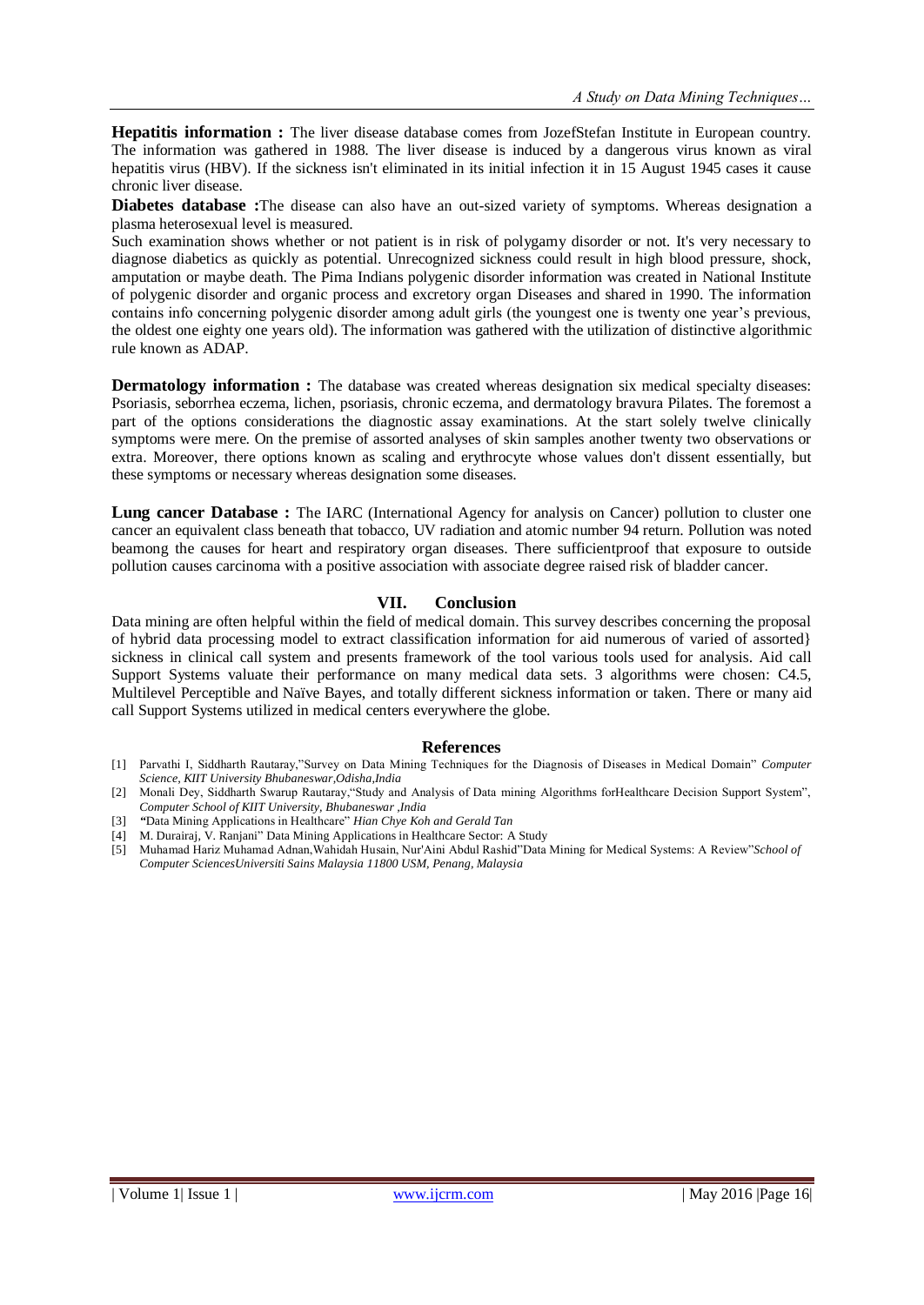**Hepatitis information :** The liver disease database comes from JozefStefan Institute in European country. The information was gathered in 1988. The liver disease is induced by a dangerous virus known as viral hepatitis virus (HBV). If the sickness isn't eliminated in its initial infection it in 15 August 1945 cases it cause chronic liver disease.

**Diabetes database :**The disease can also have an out-sized variety of symptoms. Whereas designation a plasma heterosexual level is measured.

Such examination shows whether or not patient is in risk of polygamy disorder or not. It's very necessary to diagnose diabetics as quickly as potential. Unrecognized sickness could result in high blood pressure, shock, amputation or maybe death. The Pima Indians polygenic disorder information was created in National Institute of polygenic disorder and organic process and excretory organ Diseases and shared in 1990. The information contains info concerning polygenic disorder among adult girls (the youngest one is twenty one year's previous, the oldest one eighty one years old). The information was gathered with the utilization of distinctive algorithmic rule known as ADAP.

**Dermatology information :** The database was created whereas designation six medical specialty diseases: Psoriasis, seborrhea eczema, lichen, psoriasis, chronic eczema, and dermatology bravura Pilates. The foremost a part of the options considerations the diagnostic assay examinations. At the start solely twelve clinically symptoms were mere. On the premise of assorted analyses of skin samples another twenty two observations or extra. Moreover, there options known as scaling and erythrocyte whose values don't dissent essentially, but these symptoms or necessary whereas designation some diseases.

**Lung cancer Database :** The IARC (International Agency for analysis on Cancer) pollution to cluster one cancer an equivalent class beneath that tobacco, UV radiation and atomic number 94 return. Pollution was noted beamong the causes for heart and respiratory organ diseases. There sufficientproof that exposure to outside pollution causes carcinoma with a positive association with associate degree raised risk of bladder cancer.

## VII. Conclusion

Data mining are often helpful within the field of medical domain. This survey describes concerning the proposal of hybrid data processing model to extract classification information for aid numerous of varied of assorted} sickness in clinical call system and presents framework of the tool various tools used for analysis. Aid call Support Systems valuate their performance on many medical data sets. 3 algorithms were chosen: C4.5, Multilevel Perceptible and Naïve Bayes, and totally different sickness information or taken. There or many aid call Support Systems utilized in medical centers everywhere the globe.

## References

[1] Parvathi I, Siddharth Rautaray,"Survey on Data Mining Techniques for the Diagnosis of Diseases in Medical Domain" *Computer Science, KIIT University Bhubaneswar,Odisha,India*

[2] Monali Dey, Siddharth Swarup Rautaray,"Study and Analysis of Data mining Algorithms forHealthcare Decision Support System", *Computer School of KIIT University, Bhubaneswar ,India*

[3] "Data Mining Applications in Healthcare" *Hian Chye Koh and Gerald Tan*

[4] M. Durairaj, V. Ranjani" Data Mining Applications in Healthcare Sector: A Study

[5] Muhamad Hariz Muhamad Adnan,Wahidah Husain, Nur'Aini Abdul Rashid"Data Mining for Medical Systems: A Review"*School of Computer SciencesUniversiti Sains Malaysia 11800 USM, Penang, Malaysia*